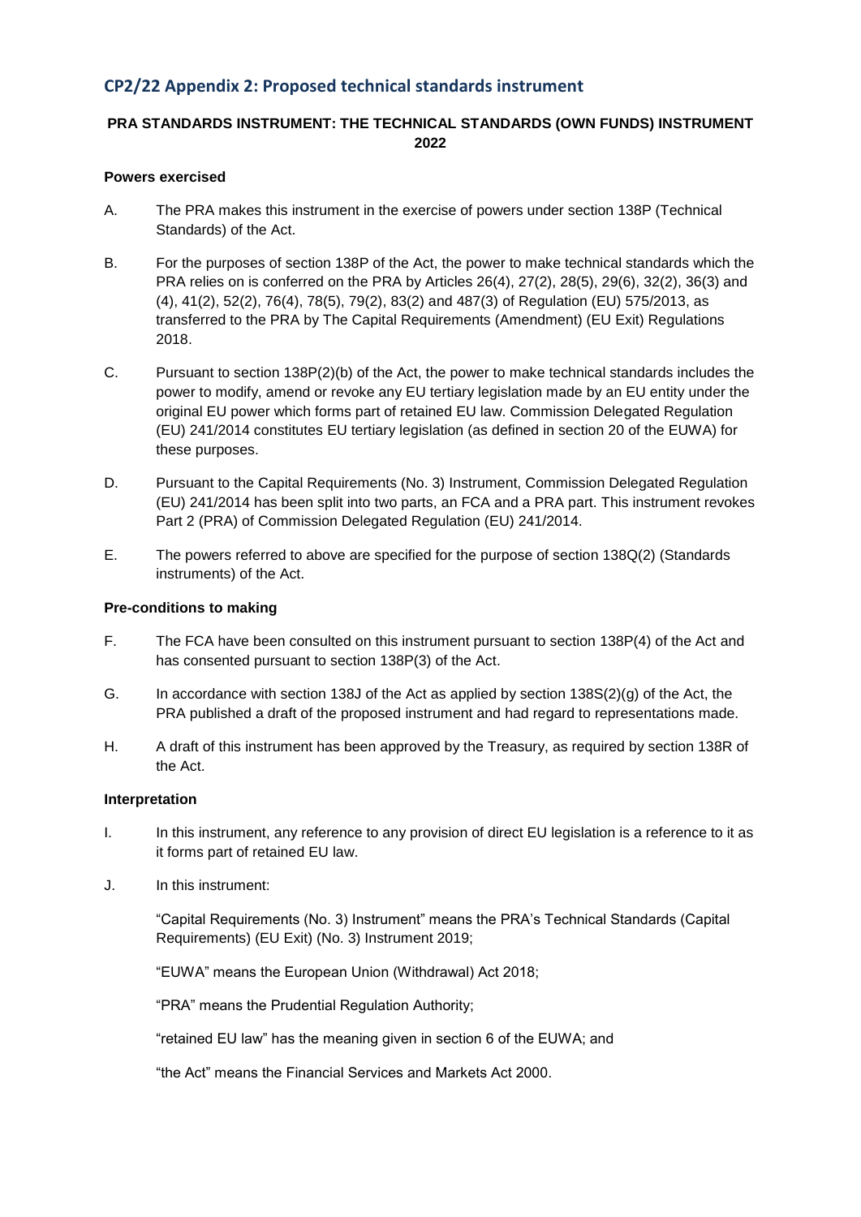## CP2/22 Appendix 2: Proposed technical standards instrument

**PRA STANDARDS INSTRUMENT: THE TECHNICAL STANDARDS (OWN FUNDS) INSTRUMENT 2022**

**Powers exercised**

A. The PRA makes this instrument in the exercise of powers under section 138P (Technical Standards) of the Act.

B. For the purposes of section 138P of the Act, the power to make technical standards which the PRA relies on is conferred on the PRA by Articles 26(4), 27(2), 28(5), 29(6), 32(2), 36(3) and (4), 41(2), 52(2), 76(4), 78(5), 79(2), 83(2) and 487(3) of Regulation (EU) 575/2013, as transferred to the PRA by The Capital Requirements (Amendment) (EU Exit) Regulations 2018.

C. Pursuant to section 138P(2)(b) of the Act, the power to make technical standards includes the power to modify, amend or revoke any EU tertiary legislation made by an EU entity under the original EU power which forms part of retained EU law. Commission Delegated Regulation (EU) 241/2014 constitutes EU tertiary legislation (as defined in section 20 of the EUWA) for these purposes.

D. Pursuant to the Capital Requirements (No. 3) Instrument, Commission Delegated Regulation (EU) 241/2014 has been split into two parts, an FCA and a PRA part. This instrument revokes Part 2 (PRA) of Commission Delegated Regulation (EU) 241/2014.

E. The powers referred to above are specified for the purpose of section 138Q(2) (Standards instruments) of the Act.

**Pre-conditions to making**

F. The FCA have been consulted on this instrument pursuant to section 138P(4) of the Act and has consented pursuant to section 138P(3) of the Act.

G. In accordance with section 138J of the Act as applied by section 138S(2)(g) of the Act, the PRA published a draft of the proposed instrument and had regard to representations made.

H. A draft of this instrument has been approved by the Treasury, as required by section 138R of the Act.

**Interpretation**

I. In this instrument, any reference to any provision of direct EU legislation is a reference to it as it forms part of retained EU law.

J. In this instrument:

"Capital Requirements (No. 3) Instrument" means the PRA's Technical Standards (Capital Requirements) (EU Exit) (No. 3) Instrument 2019;

"EUWA" means the European Union (Withdrawal) Act 2018;

"PRA" means the Prudential Regulation Authority;

"retained EU law" has the meaning given in section 6 of the EUWA; and

"the Act" means the Financial Services and Markets Act 2000.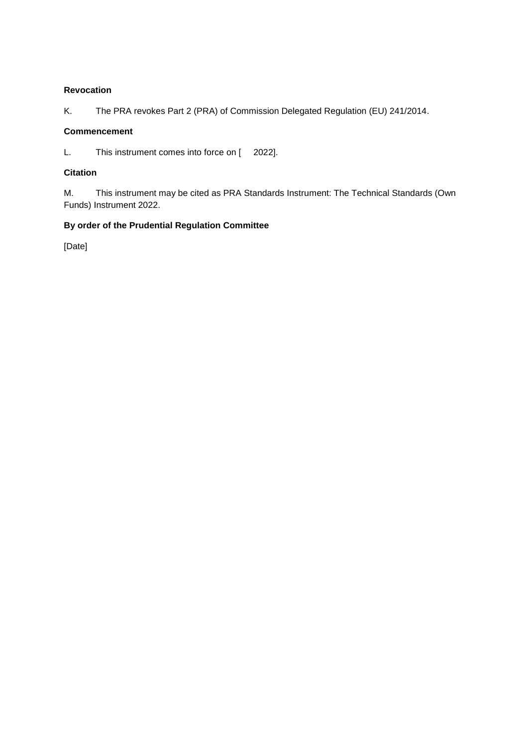**Revocation**

K. The PRA revokes Part 2 (PRA) of Commission Delegated Regulation (EU) 241/2014.

**Commencement**

L. This instrument comes into force on [ 2022].

**Citation**

M. This instrument may be cited as PRA Standards Instrument: The Technical Standards (Own Funds) Instrument 2022.

**By order of the Prudential Regulation Committee**

[Date]